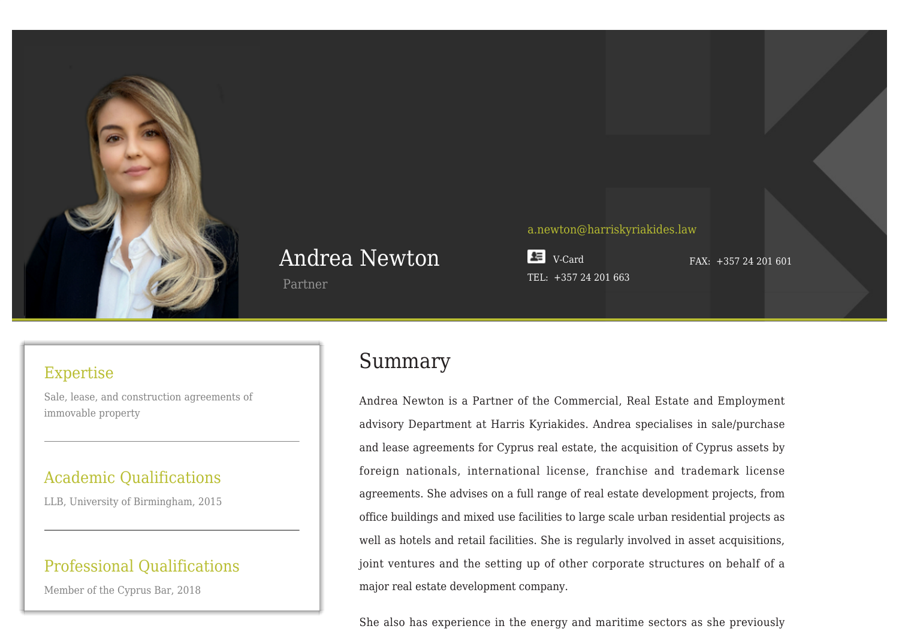# Andrea Newton

Partner

a.newton@harriskyriakides.law

V-Card

TEL: +357 24 201 663

FAX: +357 24 201 601

### Expertise

Sale, lease, and construction agreements of immovable property

### Academic Qualifications

LLB, University of Birmingham, 2015

### Professional Qualifications

Member of the Cyprus Bar, 2018

## Summary

Andrea Newton is a Partner of the Commercial, Real Estate and Employment advisory Department at Harris Kyriakides. Andrea specialises in sale/purchase and lease agreements for Cyprus real estate, the acquisition of Cyprus assets by foreign nationals, international license, franchise and trademark license agreements. She advises on a full range of real estate development projects, from office buildings and mixed use facilities to large scale urban residential projects as well as hotels and retail facilities. She is regularly involved in asset acquisitions, joint ventures and the setting up of other corporate structures on behalf of a major real estate development company.

She also has experience in the energy and maritime sectors as she previously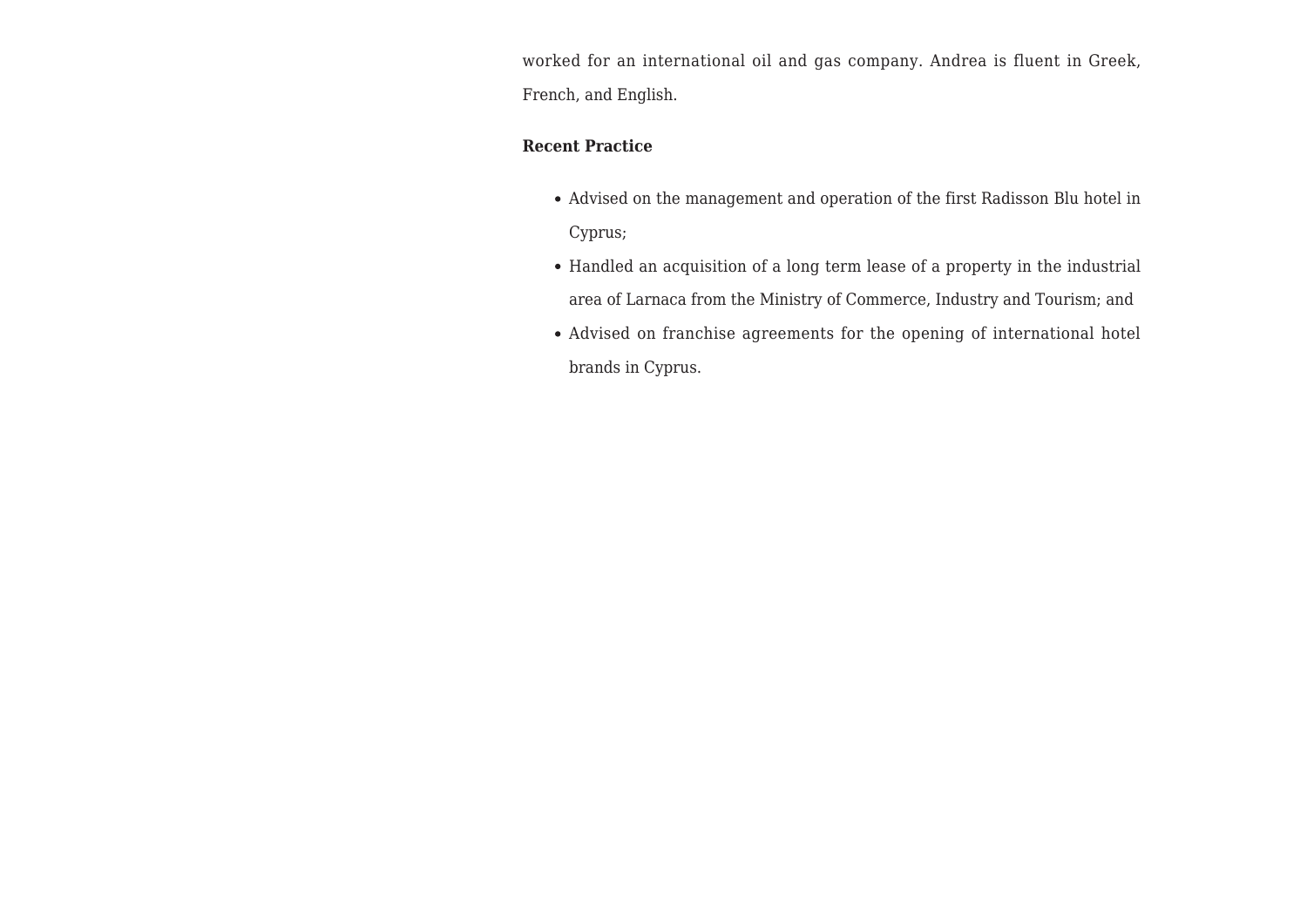worked for an international oil and gas company. Andrea is fluent in Greek, French, and English.

**Recent Practice**

- Advised on the management and operation of the first Radisson Blu hotel in Cyprus;
- Handled an acquisition of a long term lease of a property in the industrial area of Larnaca from the Ministry of Commerce, Industry and Tourism; and
- Advised on franchise agreements for the opening of international hotel brands in Cyprus.